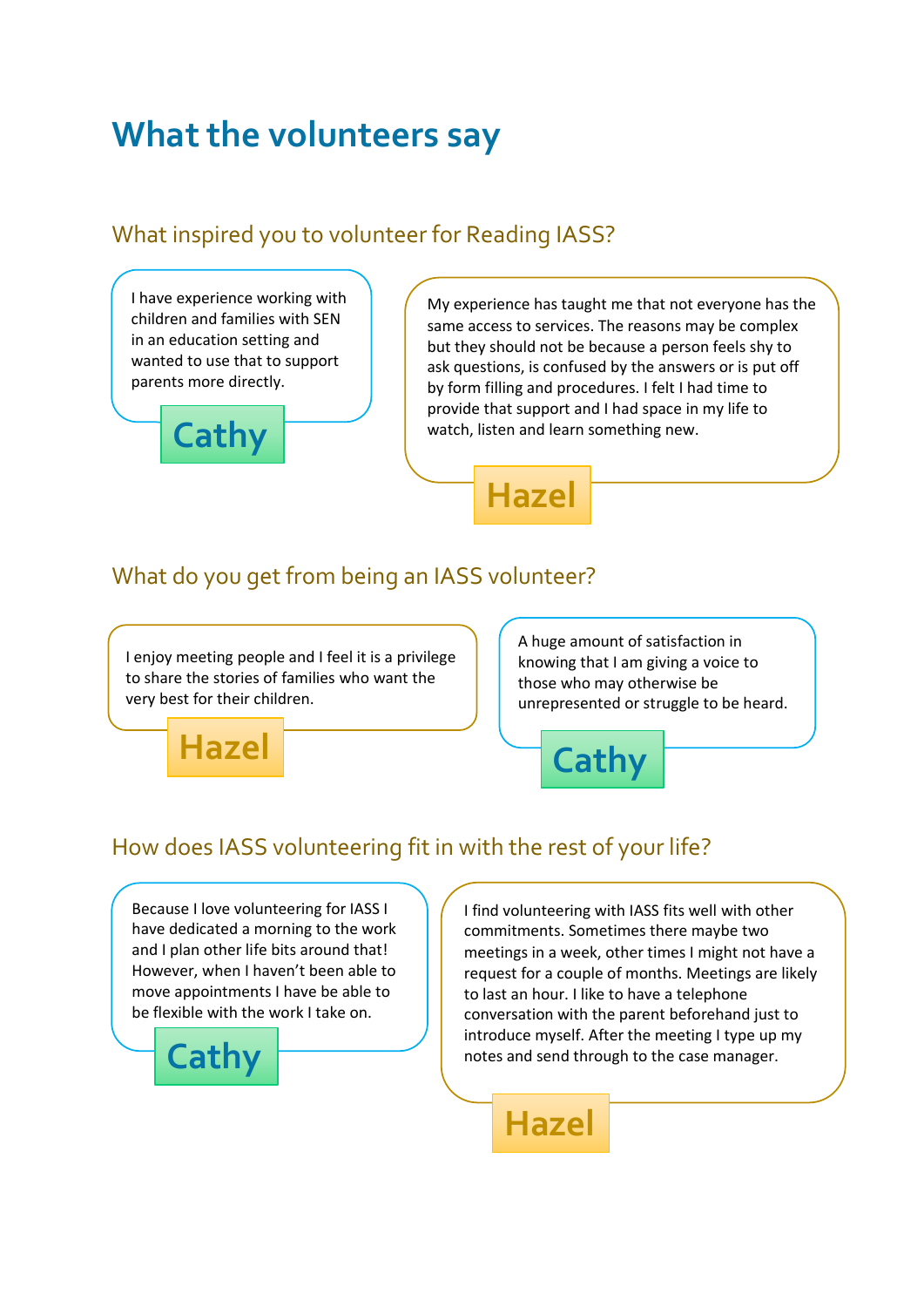# What the volunteers say

## What inspired you to volunteer for Reading IASS?

I have experience working with children and families with SEN in an education setting and wanted to use that to support parents more directly.

**Cathy**

My experience has taught me that not everyone has the same access to services. The reasons may be complex but they should not be because a person feels shy to ask questions, is confused by the answers or is put off by form filling and procedures. I felt I had time to provide that support and I had space in my life to watch, listen and learn something new.

**Hazel**

## What do you get from being an IASS volunteer?

I enjoy meeting people and I feel it is a privilege to share the stories of families who want the very best for their children.

**Hazel**

A huge amount of satisfaction in knowing that I am giving a voice to those who may otherwise be unrepresented or struggle to be heard.

**Cathy**

## How does IASS volunteering fit in with the rest of your life?

Because I love volunteering for IASS I have dedicated a morning to the work and I plan other life bits around that! However, when I haven't been able to move appointments I have be able to be flexible with the work I take on.

**Cathy**

I find volunteering with IASS fits well with other commitments. Sometimes there maybe two meetings in a week, other times I might not have a request for a couple of months. Meetings are likely to last an hour. I like to have a telephone conversation with the parent beforehand just to introduce myself. After the meeting I type up my notes and send through to the case manager.

**Hazel**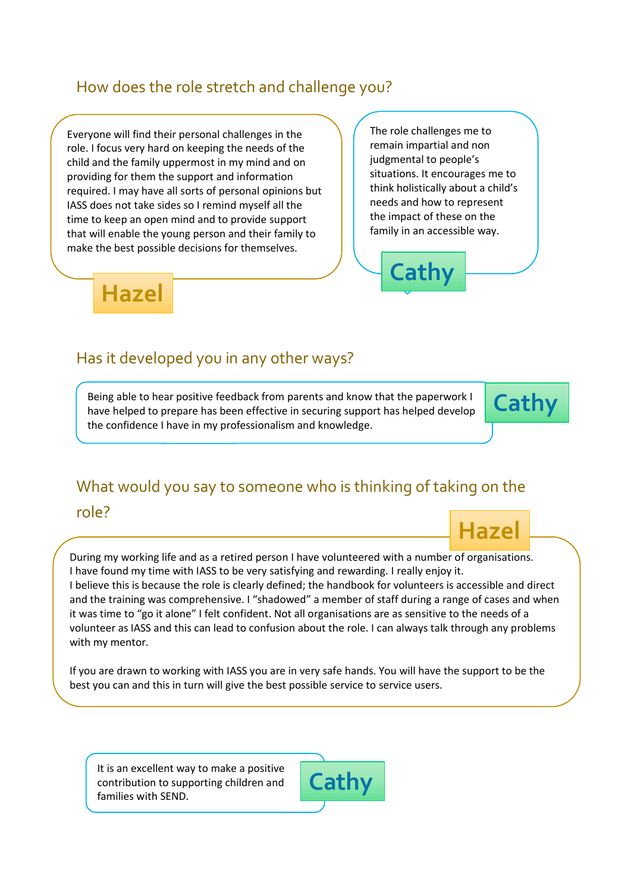## How does the role stretch and challenge you?

Everyone will find their personal challenges in the role. I focus very hard on keeping the needs of the child and the family uppermost in my mind and on providing for them the support and information required. I may have all sorts of personal opinions but IASS does not take sides so I remind myself all the time to keep an open mind and to provide support that will enable the young person and their family to make the best possible decisions for themselves.

**Hazel**

The role challenges me to remain impartial and non judgmental to people's situations. It encourages me to think holistically about a child's needs and how to represent the impact of these on the family in an accessible way.

**Cathy**

## Has it developed you in any other ways?

Being able to hear positive feedback from parents and know that the paperwork I have helped to prepare has been effective in securing support has helped develop the confidence I have in my professionalism and knowledge.

**Cathy**

## What would you say to someone who is thinking of taking on the role?

**Hazel**

During my working life and as a retired person I have volunteered with a number of organisations. I have found my time with IASS to be very satisfying and rewarding. I really enjoy it.
I believe this is because the role is clearly defined; the handbook for volunteers is accessible and direct and the training was comprehensive. I "shadowed" a member of staff during a range of cases and when it was time to "go it alone" I felt confident. Not all organisations are as sensitive to the needs of a volunteer as IASS and this can lead to confusion about the role. I can always talk through any problems with my mentor.

If you are drawn to working with IASS you are in very safe hands. You will have the support to be the best you can and this in turn will give the best possible service to service users.

It is an excellent way to make a positive contribution to supporting children and families with SEND.

**Cathy**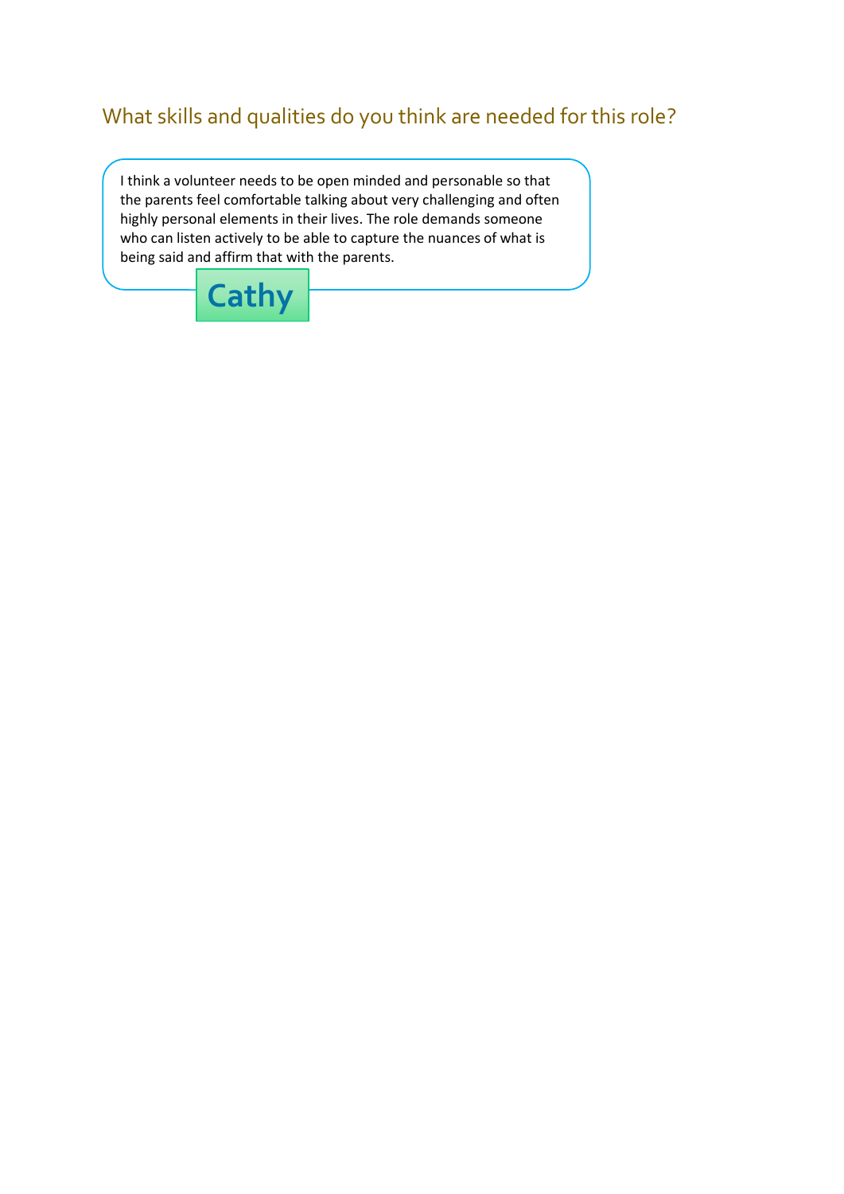## What skills and qualities do you think are needed for this role?

I think a volunteer needs to be open minded and personable so that the parents feel comfortable talking about very challenging and often highly personal elements in their lives. The role demands someone who can listen actively to be able to capture the nuances of what is being said and affirm that with the parents.

**Cathy**